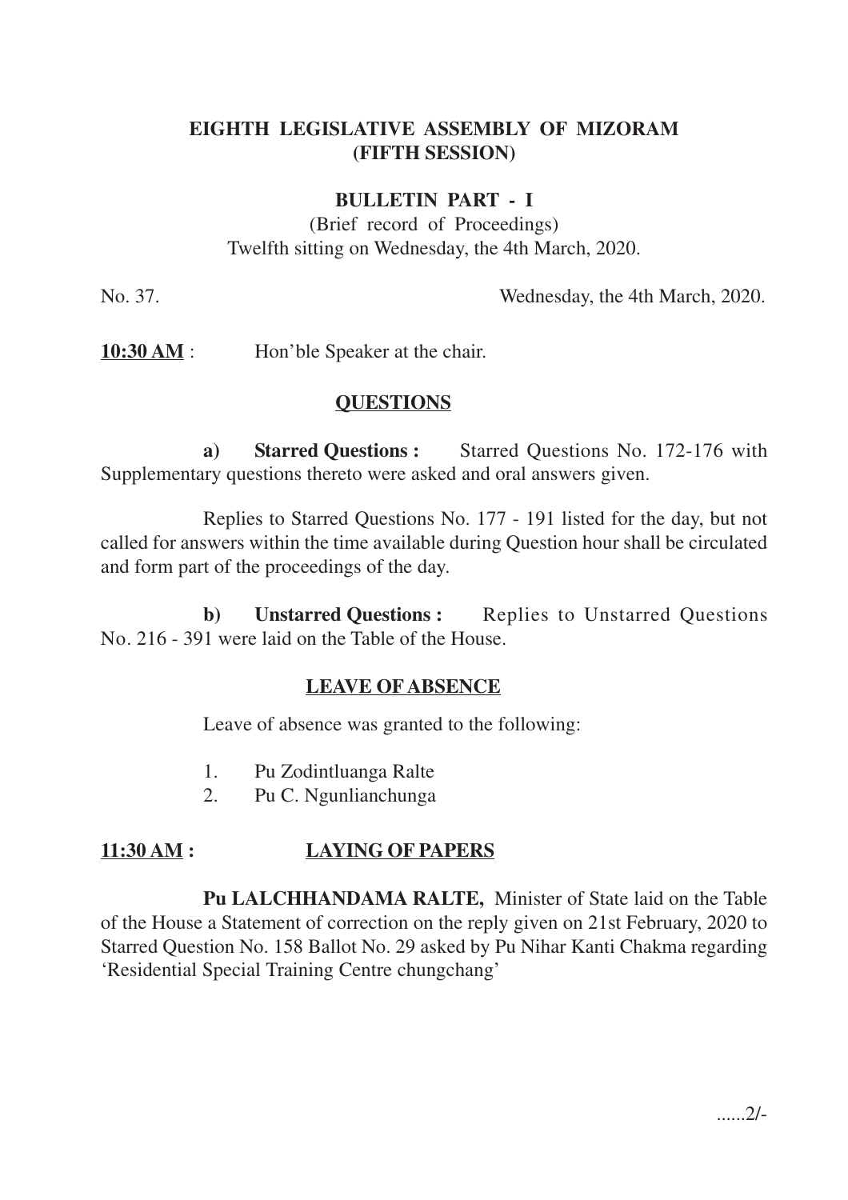# EIGHTH LEGISLATIVE ASSEMBLY OF MIZORAM
## (FIFTH SESSION)

### BULLETIN PART - I

(Brief record of Proceedings)
Twelfth sitting on Wednesday, the 4th March, 2020.

No. 37. Wednesday, the 4th March, 2020.

**10:30 AM** : Hon'ble Speaker at the chair.

## QUESTIONS

**a) Starred Questions :** Starred Questions No. 172-176 with Supplementary questions thereto were asked and oral answers given.

Replies to Starred Questions No. 177 - 191 listed for the day, but not called for answers within the time available during Question hour shall be circulated and form part of the proceedings of the day.

**b) Unstarred Questions :** Replies to Unstarred Questions No. 216 - 391 were laid on the Table of the House.

## LEAVE OF ABSENCE

Leave of absence was granted to the following:

1. Pu Zodintluanga Ralte
2. Pu C. Ngunlianchunga

**11:30 AM :** **LAYING OF PAPERS**

**Pu LALCHHANDAMA RALTE,** Minister of State laid on the Table of the House a Statement of correction on the reply given on 21st February, 2020 to Starred Question No. 158 Ballot No. 29 asked by Pu Nihar Kanti Chakma regarding 'Residential Special Training Centre chungchang'

......2/-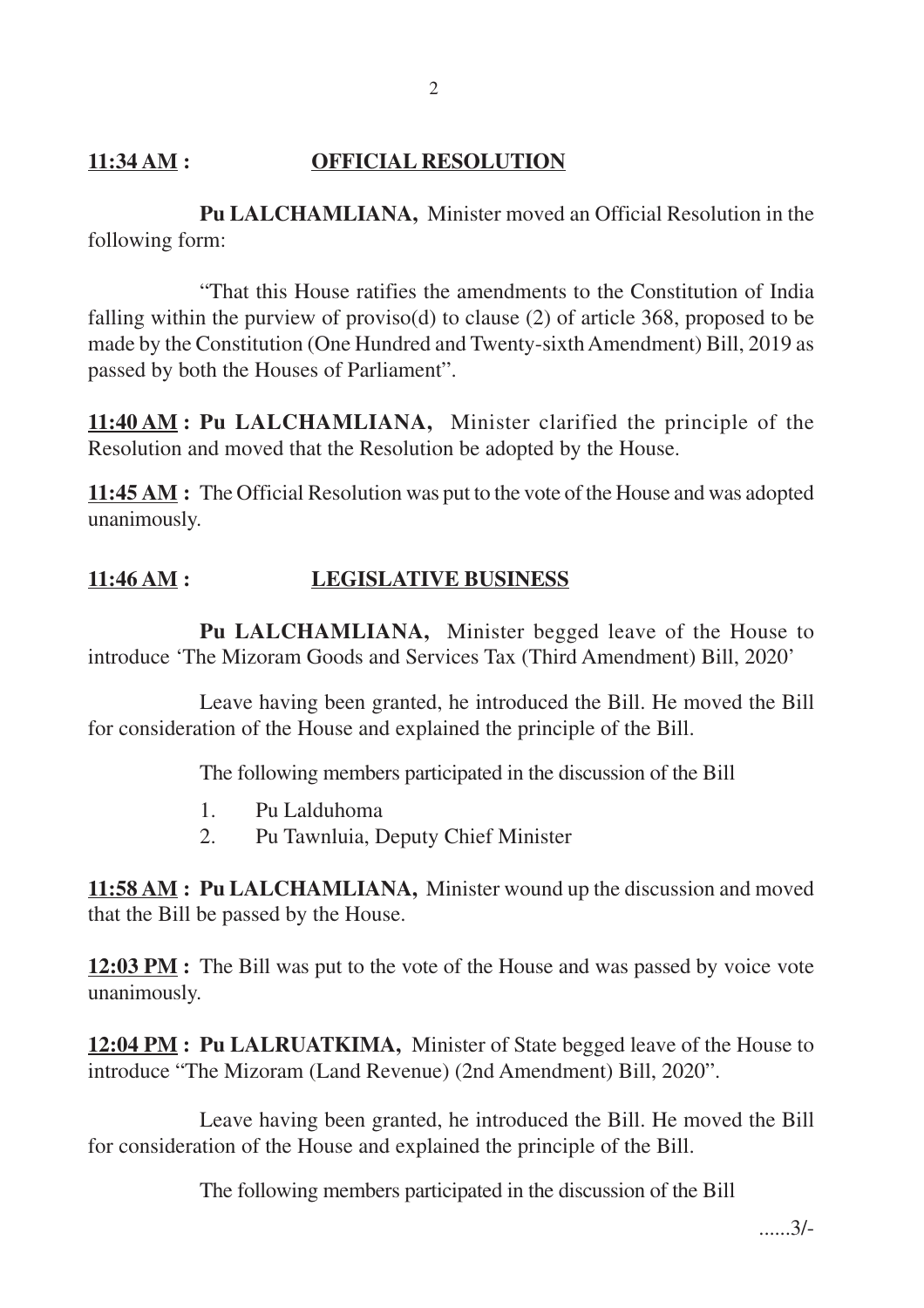**<u>11:34 AM</u> : <u>OFFICIAL RESOLUTION</u>**

**Pu LALCHAMLIANA,** Minister moved an Official Resolution in the following form:

"That this House ratifies the amendments to the Constitution of India falling within the purview of proviso(d) to clause (2) of article 368, proposed to be made by the Constitution (One Hundred and Twenty-sixth Amendment) Bill, 2019 as passed by both the Houses of Parliament".

**<u>11:40 AM</u> : Pu LALCHAMLIANA,** Minister clarified the principle of the Resolution and moved that the Resolution be adopted by the House.

**<u>11:45 AM</u> :** The Official Resolution was put to the vote of the House and was adopted unanimously.

**<u>11:46 AM</u> : <u>LEGISLATIVE BUSINESS</u>**

**Pu LALCHAMLIANA,** Minister begged leave of the House to introduce 'The Mizoram Goods and Services Tax (Third Amendment) Bill, 2020'

Leave having been granted, he introduced the Bill. He moved the Bill for consideration of the House and explained the principle of the Bill.

The following members participated in the discussion of the Bill

1. Pu Lalduhoma
2. Pu Tawnluia, Deputy Chief Minister

**<u>11:58 AM</u> : Pu LALCHAMLIANA,** Minister wound up the discussion and moved that the Bill be passed by the House.

**<u>12:03 PM</u> :** The Bill was put to the vote of the House and was passed by voice vote unanimously.

**<u>12:04 PM</u> : Pu LALRUATKIMA,** Minister of State begged leave of the House to introduce "The Mizoram (Land Revenue) (2nd Amendment) Bill, 2020".

Leave having been granted, he introduced the Bill. He moved the Bill for consideration of the House and explained the principle of the Bill.

The following members participated in the discussion of the Bill

......3/-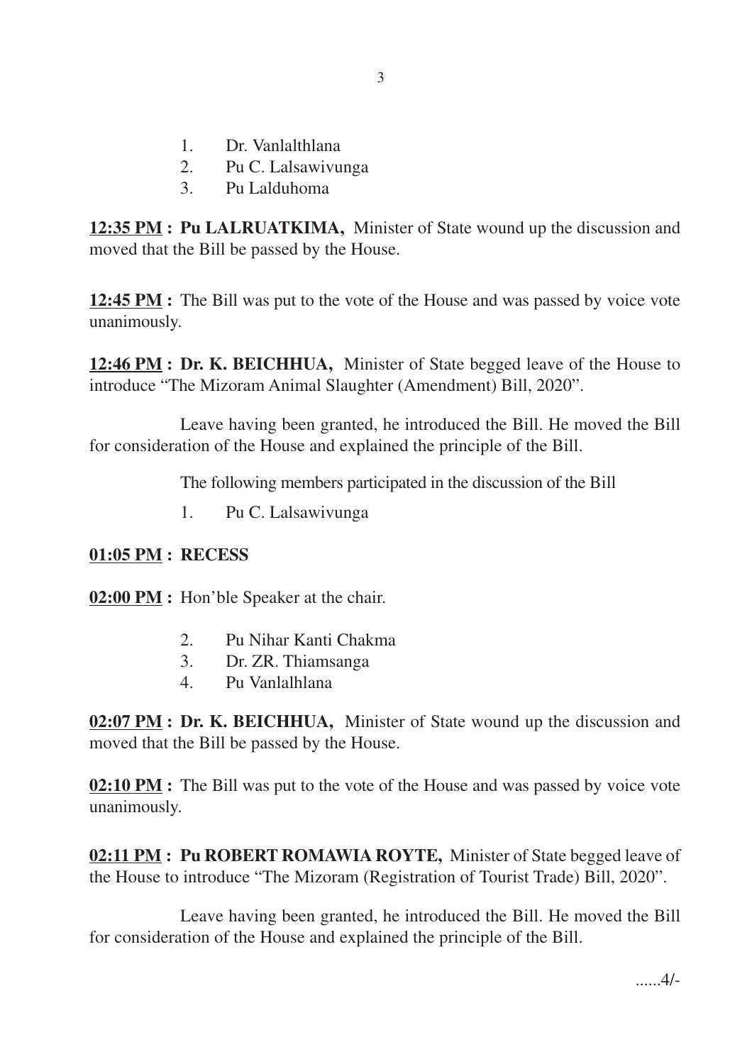1. Dr. Vanlalthlana
2. Pu C. Lalsawivunga
3. Pu Lalduhoma

**12:35 PM : Pu LALRUATKIMA,** Minister of State wound up the discussion and moved that the Bill be passed by the House.

**12:45 PM :** The Bill was put to the vote of the House and was passed by voice vote unanimously.

**12:46 PM : Dr. K. BEICHHUA,** Minister of State begged leave of the House to introduce "The Mizoram Animal Slaughter (Amendment) Bill, 2020".

Leave having been granted, he introduced the Bill. He moved the Bill for consideration of the House and explained the principle of the Bill.

The following members participated in the discussion of the Bill

1. Pu C. Lalsawivunga

**01:05 PM : RECESS**

**02:00 PM :** Hon'ble Speaker at the chair.

2. Pu Nihar Kanti Chakma
3. Dr. ZR. Thiamsanga
4. Pu Vanlalhlana

**02:07 PM : Dr. K. BEICHHUA,** Minister of State wound up the discussion and moved that the Bill be passed by the House.

**02:10 PM :** The Bill was put to the vote of the House and was passed by voice vote unanimously.

**02:11 PM : Pu ROBERT ROMAWIA ROYTE,** Minister of State begged leave of the House to introduce "The Mizoram (Registration of Tourist Trade) Bill, 2020".

Leave having been granted, he introduced the Bill. He moved the Bill for consideration of the House and explained the principle of the Bill.

......4/-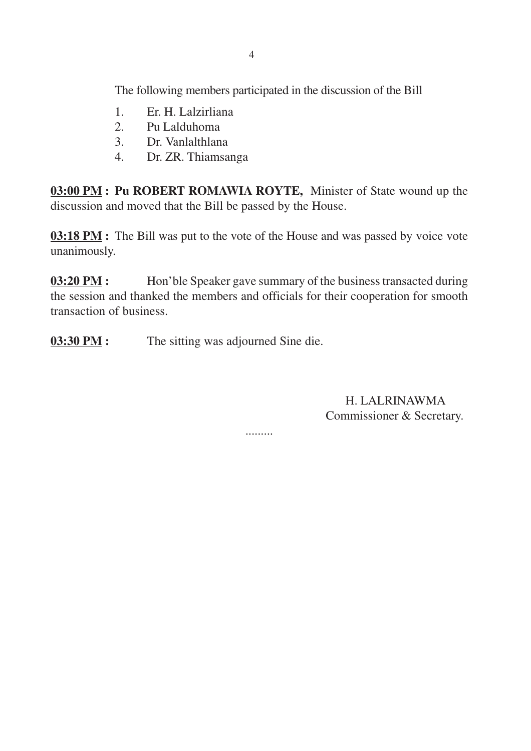The following members participated in the discussion of the Bill

1. Er. H. Lalzirliana
2. Pu Lalduhoma
3. Dr. Vanlalthlana
4. Dr. ZR. Thiamsanga

**03:00 PM : Pu ROBERT ROMAWIA ROYTE,** Minister of State wound up the discussion and moved that the Bill be passed by the House.

**03:18 PM :** The Bill was put to the vote of the House and was passed by voice vote unanimously.

**03:20 PM :** Hon'ble Speaker gave summary of the business transacted during the session and thanked the members and officials for their cooperation for smooth transaction of business.

**03:30 PM :** The sitting was adjourned Sine die.

H. LALRINAWMA
Commissioner & Secretary.

.........